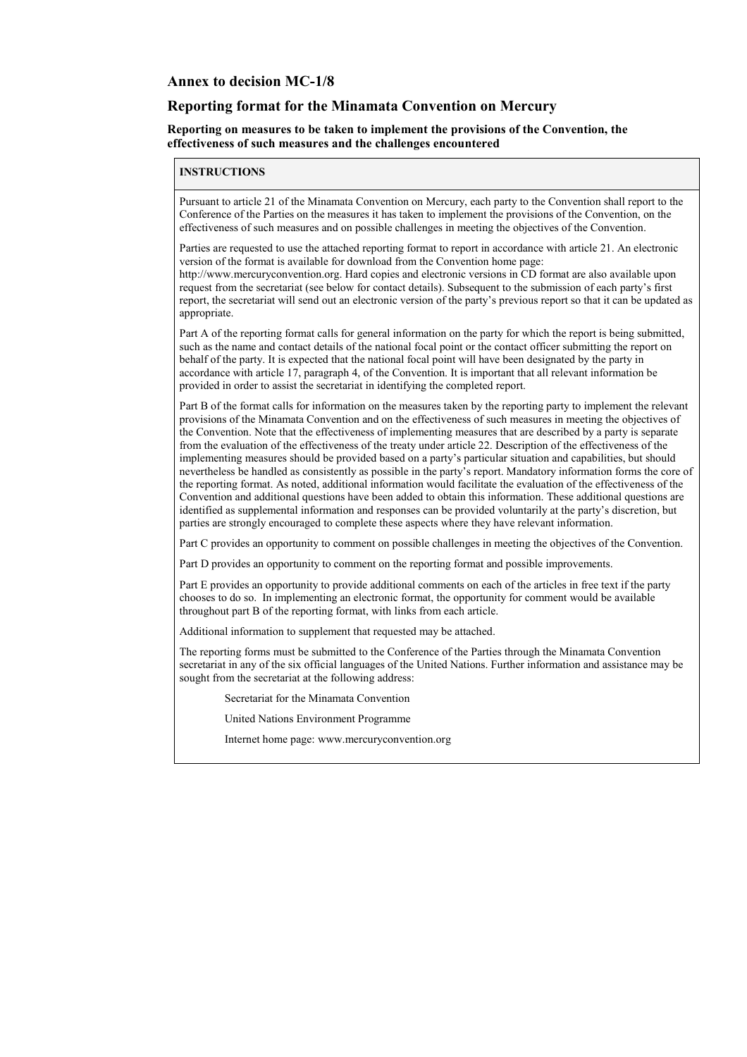## Annex to decision MC-1/8

## Reporting format for the Minamata Convention on Mercury

**Reporting on measures to be taken to implement the provisions of the Convention, the effectiveness of such measures and the challenges encountered**

**INSTRUCTIONS**

Pursuant to article 21 of the Minamata Convention on Mercury, each party to the Convention shall report to the Conference of the Parties on the measures it has taken to implement the provisions of the Convention, on the effectiveness of such measures and on possible challenges in meeting the objectives of the Convention.

Parties are requested to use the attached reporting format to report in accordance with article 21. An electronic version of the format is available for download from the Convention home page: http://www.mercuryconvention.org. Hard copies and electronic versions in CD format are also available upon request from the secretariat (see below for contact details). Subsequent to the submission of each party's first report, the secretariat will send out an electronic version of the party's previous report so that it can be updated as appropriate.

Part A of the reporting format calls for general information on the party for which the report is being submitted, such as the name and contact details of the national focal point or the contact officer submitting the report on behalf of the party. It is expected that the national focal point will have been designated by the party in accordance with article 17, paragraph 4, of the Convention. It is important that all relevant information be provided in order to assist the secretariat in identifying the completed report.

Part B of the format calls for information on the measures taken by the reporting party to implement the relevant provisions of the Minamata Convention and on the effectiveness of such measures in meeting the objectives of the Convention. Note that the effectiveness of implementing measures that are described by a party is separate from the evaluation of the effectiveness of the treaty under article 22. Description of the effectiveness of the implementing measures should be provided based on a party's particular situation and capabilities, but should nevertheless be handled as consistently as possible in the party's report. Mandatory information forms the core of the reporting format. As noted, additional information would facilitate the evaluation of the effectiveness of the Convention and additional questions have been added to obtain this information. These additional questions are identified as supplemental information and responses can be provided voluntarily at the party's discretion, but parties are strongly encouraged to complete these aspects where they have relevant information.

Part C provides an opportunity to comment on possible challenges in meeting the objectives of the Convention.

Part D provides an opportunity to comment on the reporting format and possible improvements.

Part E provides an opportunity to provide additional comments on each of the articles in free text if the party chooses to do so. In implementing an electronic format, the opportunity for comment would be available throughout part B of the reporting format, with links from each article.

Additional information to supplement that requested may be attached.

The reporting forms must be submitted to the Conference of the Parties through the Minamata Convention secretariat in any of the six official languages of the United Nations. Further information and assistance may be sought from the secretariat at the following address:

Secretariat for the Minamata Convention

United Nations Environment Programme

Internet home page: www.mercuryconvention.org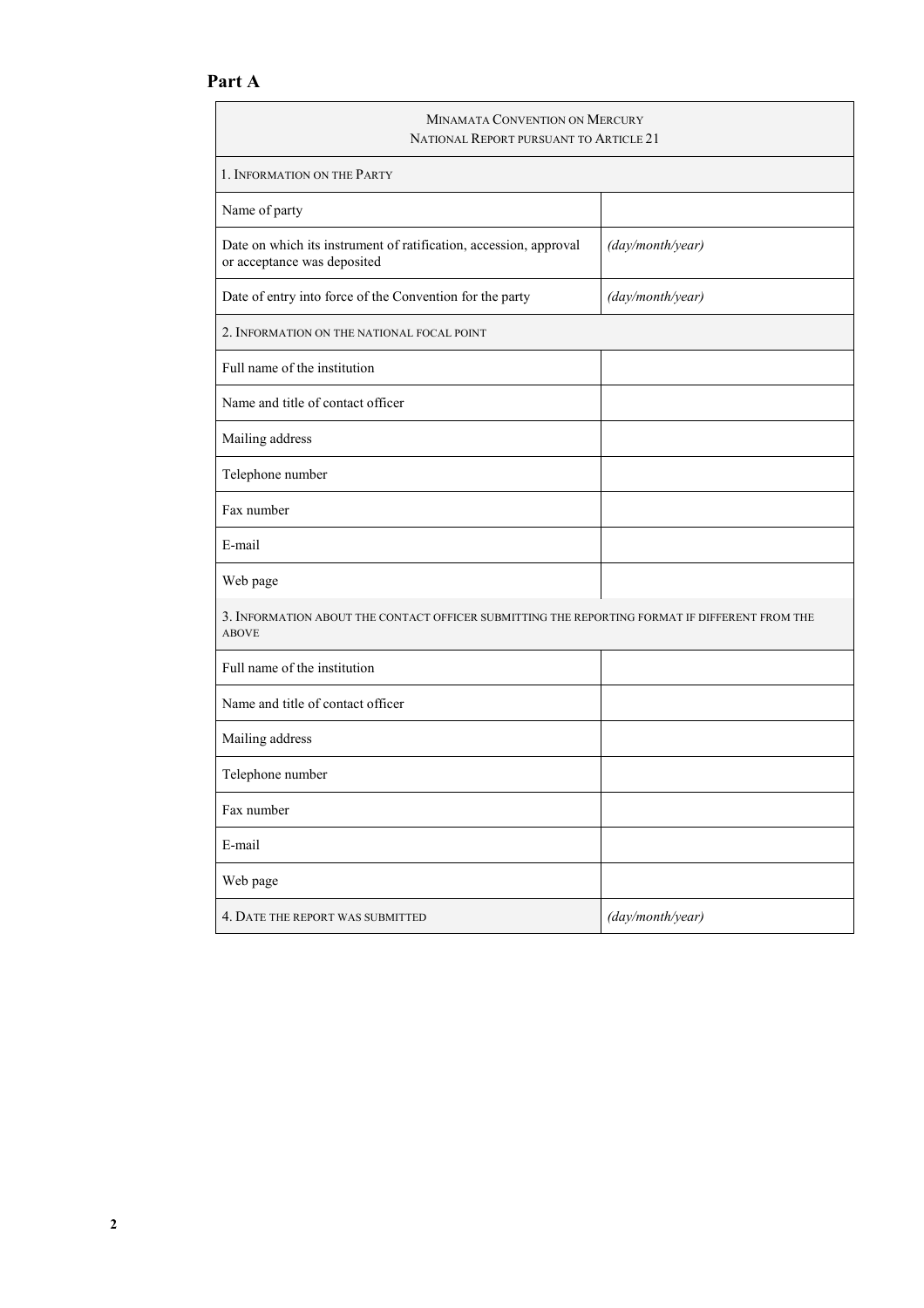## Part A

| Minamata Convention on Mercury<br>National Report pursuant to Article 21 | |
|---|---|
| 1. Information on the Party | |
| Name of party | |
| Date on which its instrument of ratification, accession, approval or acceptance was deposited | *(day/month/year)* |
| Date of entry into force of the Convention for the party | *(day/month/year)* |
| 2. Information on the national focal point | |
| Full name of the institution | |
| Name and title of contact officer | |
| Mailing address | |
| Telephone number | |
| Fax number | |
| E-mail | |
| Web page | |
| 3. Information about the contact officer submitting the reporting format if different from the above | |
| Full name of the institution | |
| Name and title of contact officer | |
| Mailing address | |
| Telephone number | |
| Fax number | |
| E-mail | |
| Web page | |
| 4. Date the report was submitted | *(day/month/year)* |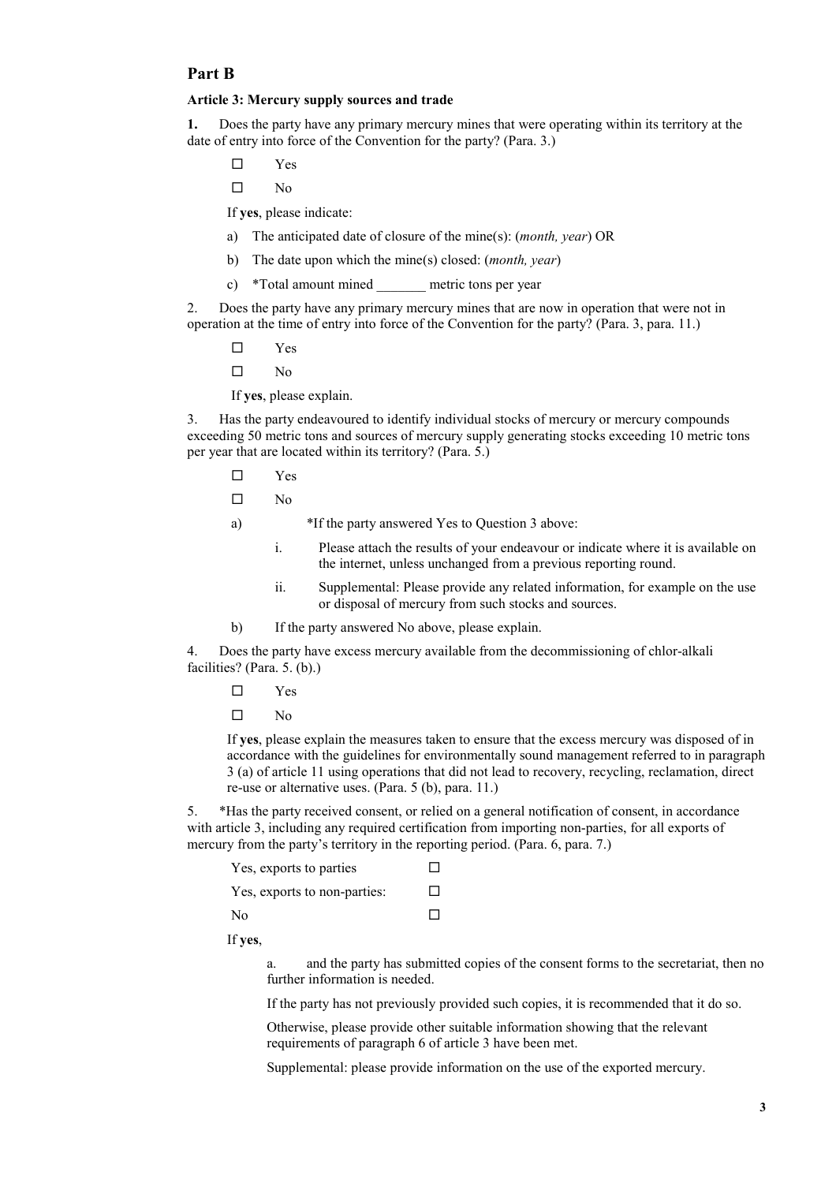## Part B

### Article 3: Mercury supply sources and trade

**1.** Does the party have any primary mercury mines that were operating within its territory at the date of entry into force of the Convention for the party? (Para. 3.)

☐ Yes

☐ No

If **yes**, please indicate:

a) The anticipated date of closure of the mine(s): (*month, year*) OR

b) The date upon which the mine(s) closed: (*month, year*)

c) *Total amount mined _______ metric tons per year

2. Does the party have any primary mercury mines that are now in operation that were not in operation at the time of entry into force of the Convention for the party? (Para. 3, para. 11.)

☐ Yes

☐ No

If **yes**, please explain.

3. Has the party endeavoured to identify individual stocks of mercury or mercury compounds exceeding 50 metric tons and sources of mercury supply generating stocks exceeding 10 metric tons per year that are located within its territory? (Para. 5.)

☐ Yes

☐ No

a) *If the party answered Yes to Question 3 above:

i. Please attach the results of your endeavour or indicate where it is available on the internet, unless unchanged from a previous reporting round.

ii. Supplemental: Please provide any related information, for example on the use or disposal of mercury from such stocks and sources.

b) If the party answered No above, please explain.

4. Does the party have excess mercury available from the decommissioning of chlor-alkali facilities? (Para. 5. (b).)

☐ Yes

☐ No

If **yes**, please explain the measures taken to ensure that the excess mercury was disposed of in accordance with the guidelines for environmentally sound management referred to in paragraph 3 (a) of article 11 using operations that did not lead to recovery, recycling, reclamation, direct re-use or alternative uses. (Para. 5 (b), para. 11.)

5. *Has the party received consent, or relied on a general notification of consent, in accordance with article 3, including any required certification from importing non-parties, for all exports of mercury from the party's territory in the reporting period. (Para. 6, para. 7.)

| | |
|---|---|
| Yes, exports to parties | ☐ |
| Yes, exports to non-parties: | ☐ |
| No | ☐ |

If **yes**,

a. and the party has submitted copies of the consent forms to the secretariat, then no further information is needed.

If the party has not previously provided such copies, it is recommended that it do so.

Otherwise, please provide other suitable information showing that the relevant requirements of paragraph 6 of article 3 have been met.

Supplemental: please provide information on the use of the exported mercury.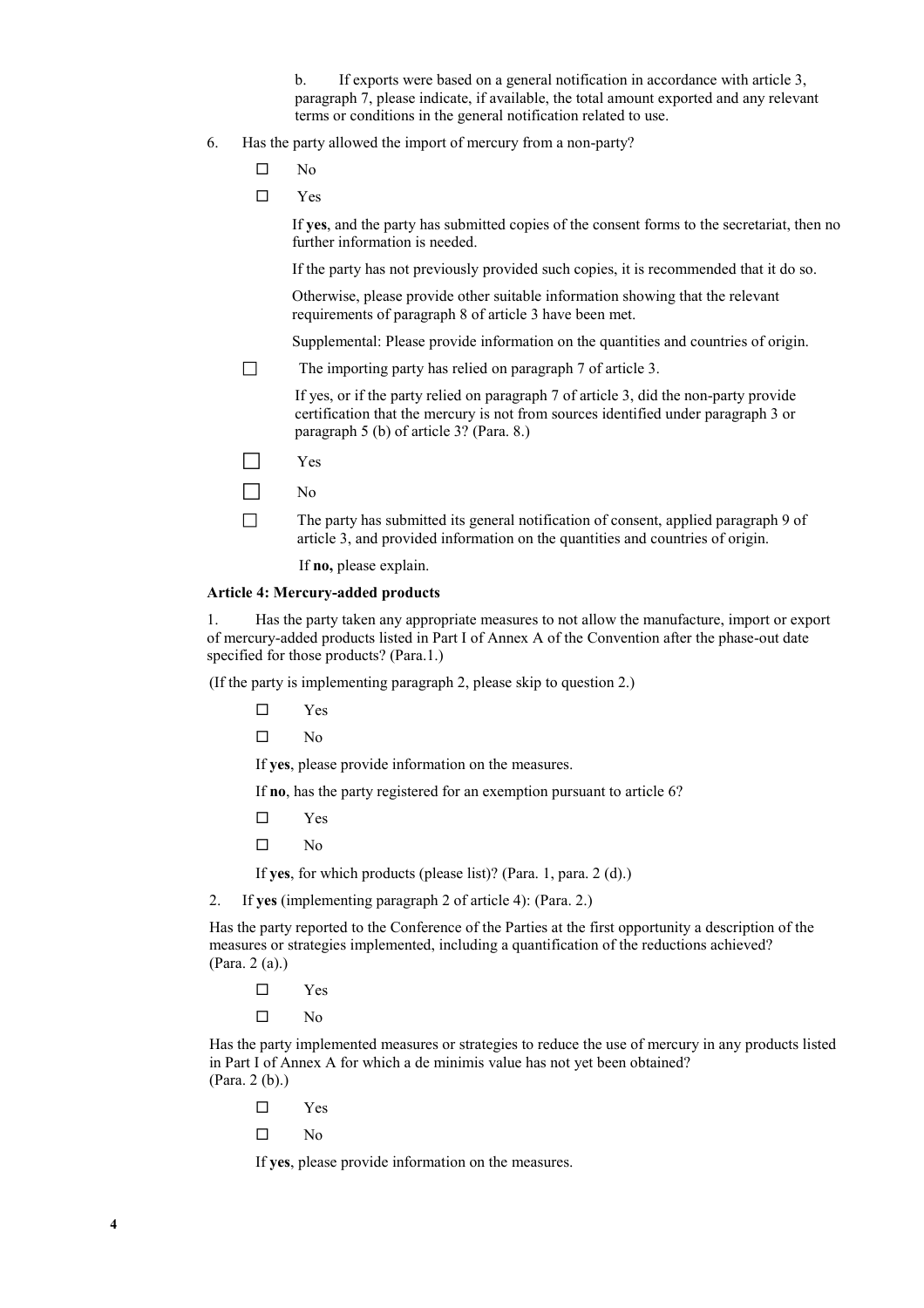b. If exports were based on a general notification in accordance with article 3, paragraph 7, please indicate, if available, the total amount exported and any relevant terms or conditions in the general notification related to use.

6. Has the party allowed the import of mercury from a non-party?

☐ No

☐ Yes

If **yes**, and the party has submitted copies of the consent forms to the secretariat, then no further information is needed.

If the party has not previously provided such copies, it is recommended that it do so.

Otherwise, please provide other suitable information showing that the relevant requirements of paragraph 8 of article 3 have been met.

Supplemental: Please provide information on the quantities and countries of origin.

☐ The importing party has relied on paragraph 7 of article 3.

If yes, or if the party relied on paragraph 7 of article 3, did the non-party provide certification that the mercury is not from sources identified under paragraph 3 or paragraph 5 (b) of article 3? (Para. 8.)

☐ Yes

☐ No

☐ The party has submitted its general notification of consent, applied paragraph 9 of article 3, and provided information on the quantities and countries of origin.

If **no,** please explain.

**Article 4: Mercury-added products**

1. Has the party taken any appropriate measures to not allow the manufacture, import or export of mercury-added products listed in Part I of Annex A of the Convention after the phase-out date specified for those products? (Para.1.)

(If the party is implementing paragraph 2, please skip to question 2.)

☐ Yes

☐ No

If **yes**, please provide information on the measures.

If **no**, has the party registered for an exemption pursuant to article 6?

☐ Yes

☐ No

If **yes**, for which products (please list)? (Para. 1, para. 2 (d).)

2. If **yes** (implementing paragraph 2 of article 4): (Para. 2.)

Has the party reported to the Conference of the Parties at the first opportunity a description of the measures or strategies implemented, including a quantification of the reductions achieved? (Para. 2 (a).)

☐ Yes

☐ No

Has the party implemented measures or strategies to reduce the use of mercury in any products listed in Part I of Annex A for which a de minimis value has not yet been obtained? (Para. 2 (b).)

☐ Yes

☐ No

If **yes**, please provide information on the measures.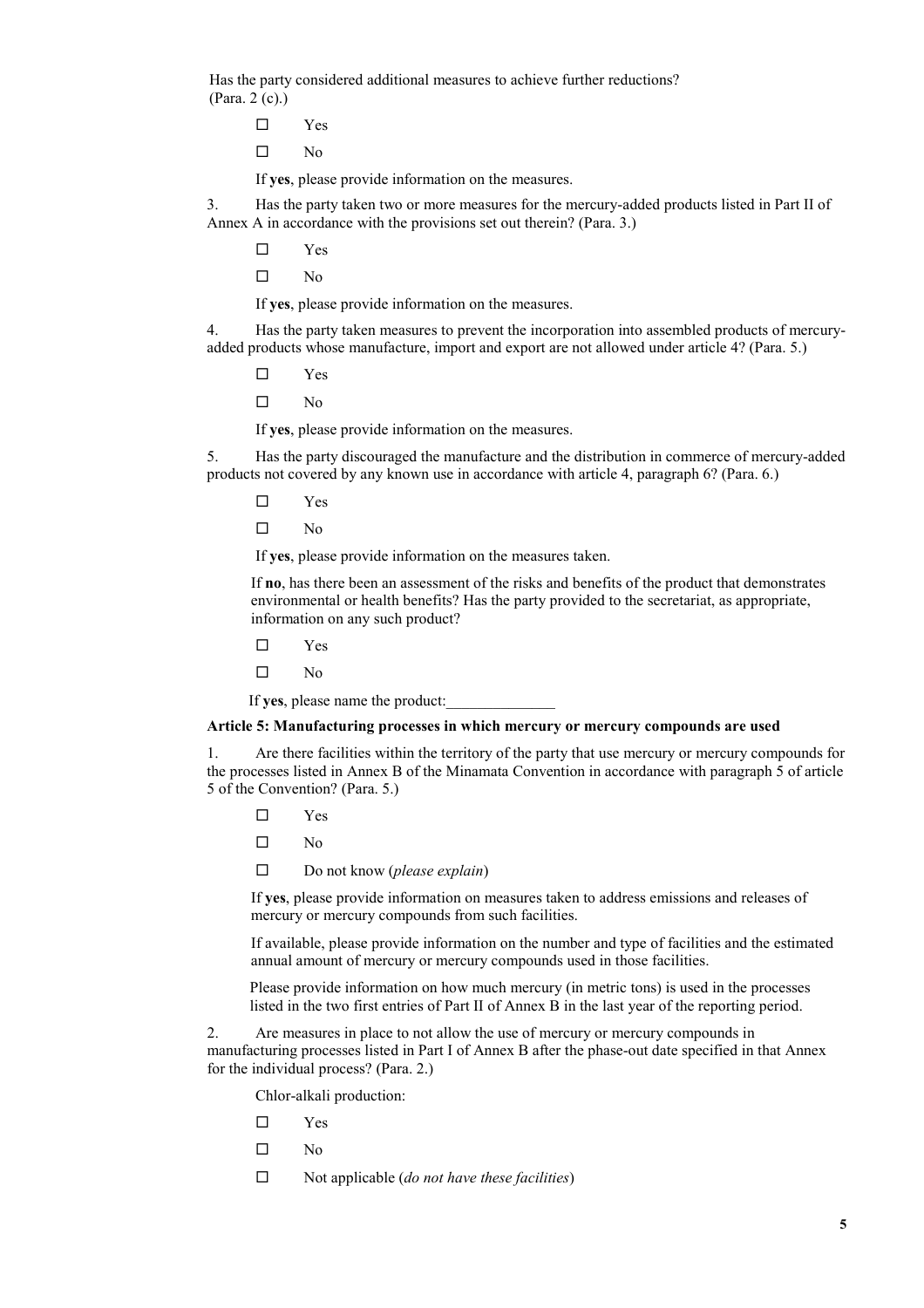Has the party considered additional measures to achieve further reductions? (Para. 2 (c).)

- ☐ Yes
- ☐ No

If **yes**, please provide information on the measures.

3. Has the party taken two or more measures for the mercury-added products listed in Part II of Annex A in accordance with the provisions set out therein? (Para. 3.)

- ☐ Yes
- ☐ No

If **yes**, please provide information on the measures.

4. Has the party taken measures to prevent the incorporation into assembled products of mercury-added products whose manufacture, import and export are not allowed under article 4? (Para. 5.)

- ☐ Yes
- ☐ No

If **yes**, please provide information on the measures.

5. Has the party discouraged the manufacture and the distribution in commerce of mercury-added products not covered by any known use in accordance with article 4, paragraph 6? (Para. 6.)

- ☐ Yes
- ☐ No

If **yes**, please provide information on the measures taken.

If **no**, has there been an assessment of the risks and benefits of the product that demonstrates environmental or health benefits? Has the party provided to the secretariat, as appropriate, information on any such product?

- ☐ Yes
- ☐ No

If **yes**, please name the product:______________

**Article 5: Manufacturing processes in which mercury or mercury compounds are used**

1. Are there facilities within the territory of the party that use mercury or mercury compounds for the processes listed in Annex B of the Minamata Convention in accordance with paragraph 5 of article 5 of the Convention? (Para. 5.)

- ☐ Yes
- ☐ No
- ☐ Do not know (*please explain*)

If **yes**, please provide information on measures taken to address emissions and releases of mercury or mercury compounds from such facilities.

If available, please provide information on the number and type of facilities and the estimated annual amount of mercury or mercury compounds used in those facilities.

Please provide information on how much mercury (in metric tons) is used in the processes listed in the two first entries of Part II of Annex B in the last year of the reporting period.

2. Are measures in place to not allow the use of mercury or mercury compounds in manufacturing processes listed in Part I of Annex B after the phase-out date specified in that Annex for the individual process? (Para. 2.)

Chlor-alkali production:

- ☐ Yes
- ☐ No
- ☐ Not applicable (*do not have these facilities*)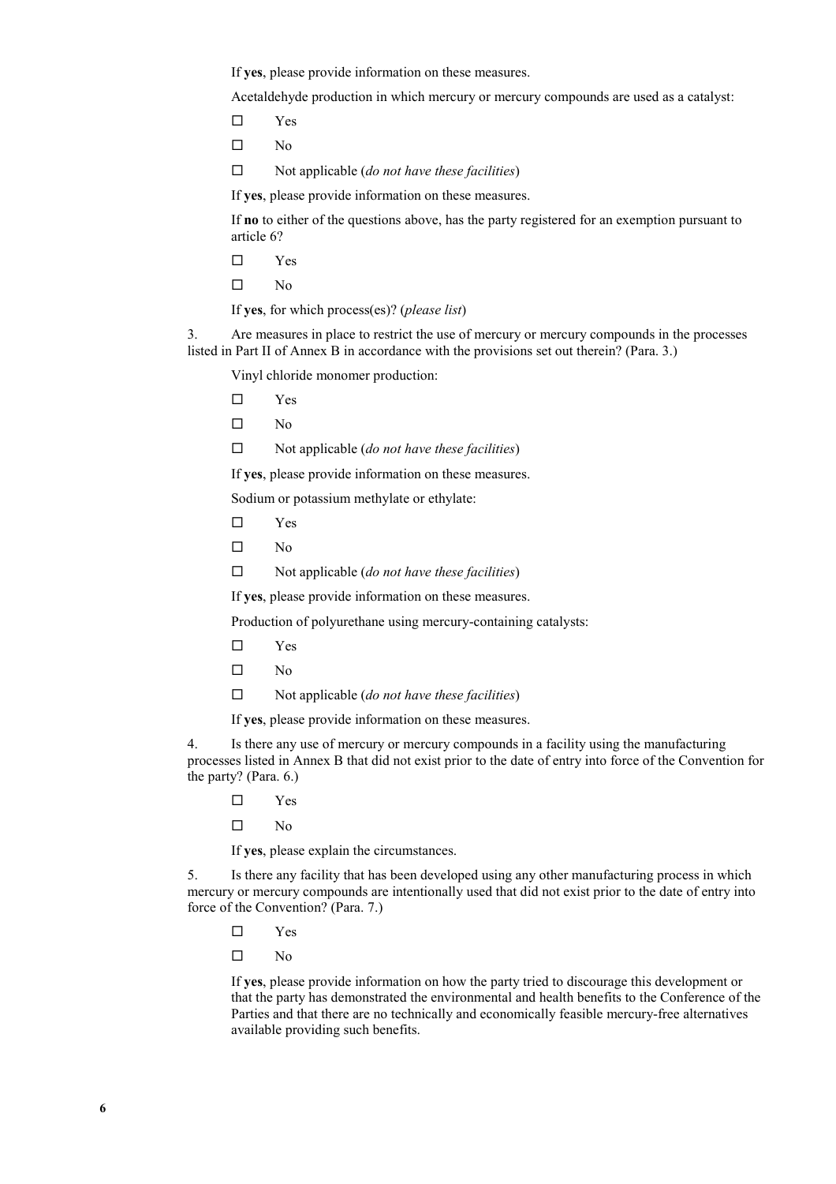If **yes**, please provide information on these measures.

Acetaldehyde production in which mercury or mercury compounds are used as a catalyst:

☐ Yes

☐ No

☐ Not applicable (*do not have these facilities*)

If **yes**, please provide information on these measures.

If **no** to either of the questions above, has the party registered for an exemption pursuant to article 6?

☐ Yes

☐ No

If **yes**, for which process(es)? (*please list*)

3. Are measures in place to restrict the use of mercury or mercury compounds in the processes listed in Part II of Annex B in accordance with the provisions set out therein? (Para. 3.)

Vinyl chloride monomer production:

☐ Yes

☐ No

☐ Not applicable (*do not have these facilities*)

If **yes**, please provide information on these measures.

Sodium or potassium methylate or ethylate:

☐ Yes

☐ No

☐ Not applicable (*do not have these facilities*)

If **yes**, please provide information on these measures.

Production of polyurethane using mercury-containing catalysts:

☐ Yes

☐ No

☐ Not applicable (*do not have these facilities*)

If **yes**, please provide information on these measures.

4. Is there any use of mercury or mercury compounds in a facility using the manufacturing processes listed in Annex B that did not exist prior to the date of entry into force of the Convention for the party? (Para. 6.)

☐ Yes

☐ No

If **yes**, please explain the circumstances.

5. Is there any facility that has been developed using any other manufacturing process in which mercury or mercury compounds are intentionally used that did not exist prior to the date of entry into force of the Convention? (Para. 7.)

☐ Yes

☐ No

If **yes**, please provide information on how the party tried to discourage this development or that the party has demonstrated the environmental and health benefits to the Conference of the Parties and that there are no technically and economically feasible mercury-free alternatives available providing such benefits.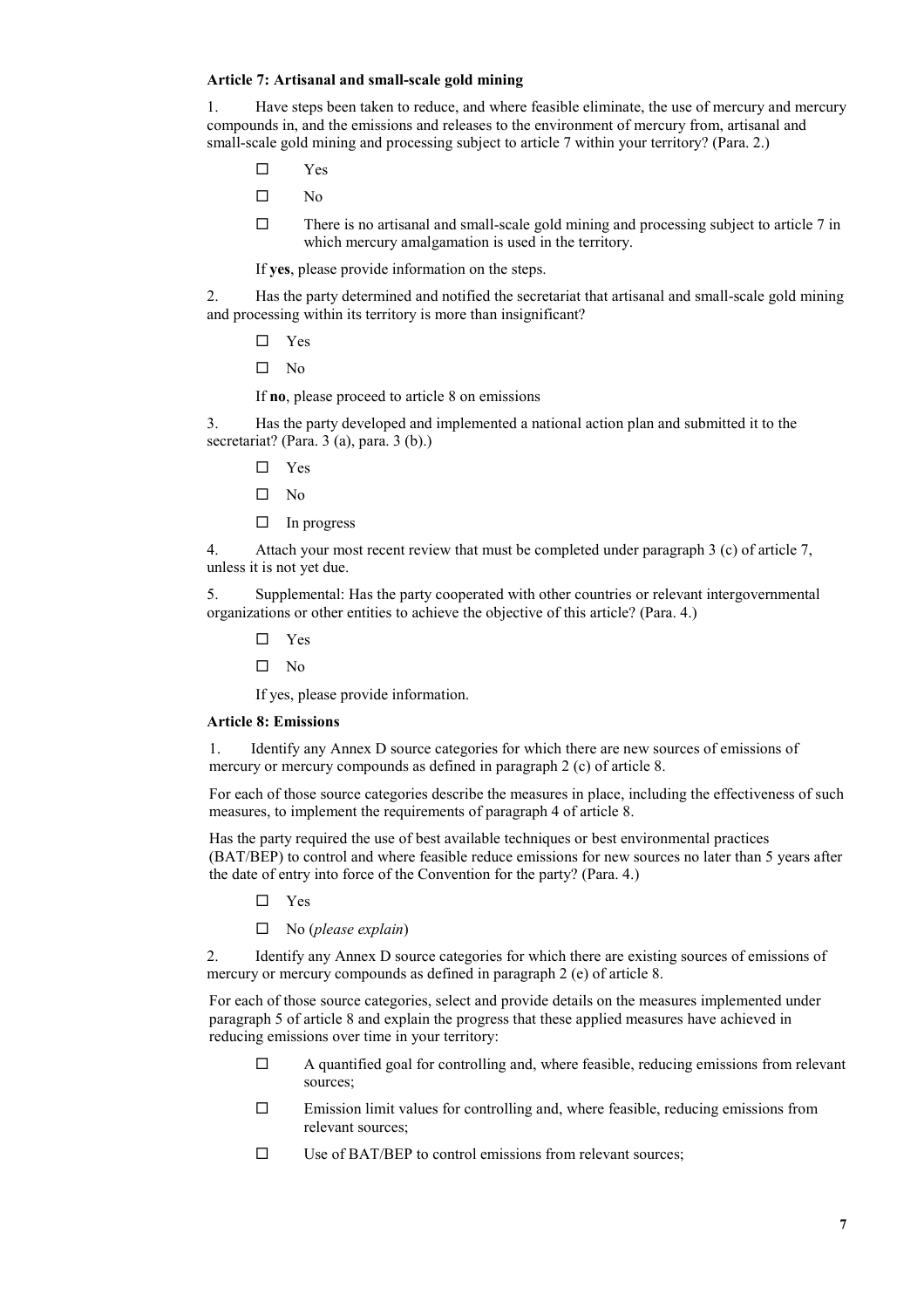**Article 7: Artisanal and small-scale gold mining**

1. Have steps been taken to reduce, and where feasible eliminate, the use of mercury and mercury compounds in, and the emissions and releases to the environment of mercury from, artisanal and small-scale gold mining and processing subject to article 7 within your territory? (Para. 2.)

- ☐ Yes
- ☐ No
- ☐ There is no artisanal and small-scale gold mining and processing subject to article 7 in which mercury amalgamation is used in the territory.

If **yes**, please provide information on the steps.

2. Has the party determined and notified the secretariat that artisanal and small-scale gold mining and processing within its territory is more than insignificant?

- ☐ Yes
- ☐ No

If **no**, please proceed to article 8 on emissions

3. Has the party developed and implemented a national action plan and submitted it to the secretariat? (Para. 3 (a), para. 3 (b).)

- ☐ Yes
- ☐ No
- ☐ In progress

4. Attach your most recent review that must be completed under paragraph 3 (c) of article 7, unless it is not yet due.

5. Supplemental: Has the party cooperated with other countries or relevant intergovernmental organizations or other entities to achieve the objective of this article? (Para. 4.)

- ☐ Yes
- ☐ No

If yes, please provide information.

**Article 8: Emissions**

1. Identify any Annex D source categories for which there are new sources of emissions of mercury or mercury compounds as defined in paragraph 2 (c) of article 8.

For each of those source categories describe the measures in place, including the effectiveness of such measures, to implement the requirements of paragraph 4 of article 8.

Has the party required the use of best available techniques or best environmental practices (BAT/BEP) to control and where feasible reduce emissions for new sources no later than 5 years after the date of entry into force of the Convention for the party? (Para. 4.)

- ☐ Yes
- ☐ No (*please explain*)

2. Identify any Annex D source categories for which there are existing sources of emissions of mercury or mercury compounds as defined in paragraph 2 (e) of article 8.

For each of those source categories, select and provide details on the measures implemented under paragraph 5 of article 8 and explain the progress that these applied measures have achieved in reducing emissions over time in your territory:

- ☐ A quantified goal for controlling and, where feasible, reducing emissions from relevant sources;
- ☐ Emission limit values for controlling and, where feasible, reducing emissions from relevant sources;
- ☐ Use of BAT/BEP to control emissions from relevant sources;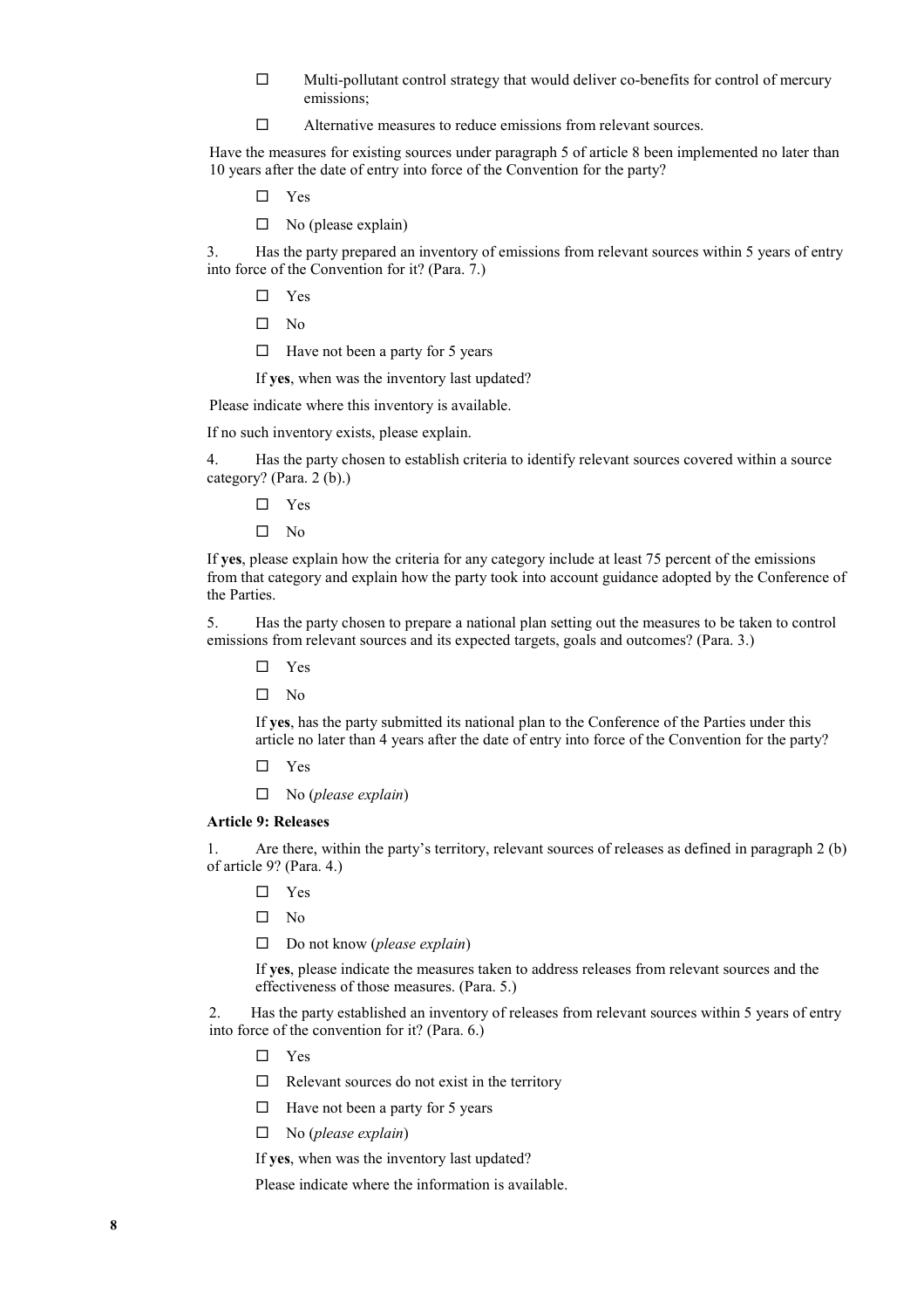- ☐ Multi-pollutant control strategy that would deliver co-benefits for control of mercury emissions;
- ☐ Alternative measures to reduce emissions from relevant sources.

Have the measures for existing sources under paragraph 5 of article 8 been implemented no later than 10 years after the date of entry into force of the Convention for the party?

- ☐ Yes
- ☐ No (please explain)

3. Has the party prepared an inventory of emissions from relevant sources within 5 years of entry into force of the Convention for it? (Para. 7.)

- ☐ Yes
- ☐ No
- ☐ Have not been a party for 5 years

If **yes**, when was the inventory last updated?

Please indicate where this inventory is available.

If no such inventory exists, please explain.

4. Has the party chosen to establish criteria to identify relevant sources covered within a source category? (Para. 2 (b).)

- ☐ Yes
- ☐ No

If **yes**, please explain how the criteria for any category include at least 75 percent of the emissions from that category and explain how the party took into account guidance adopted by the Conference of the Parties.

5. Has the party chosen to prepare a national plan setting out the measures to be taken to control emissions from relevant sources and its expected targets, goals and outcomes? (Para. 3.)

- ☐ Yes
- ☐ No

If **yes**, has the party submitted its national plan to the Conference of the Parties under this article no later than 4 years after the date of entry into force of the Convention for the party?

- ☐ Yes
- ☐ No (*please explain*)

**Article 9: Releases**

1. Are there, within the party's territory, relevant sources of releases as defined in paragraph 2 (b) of article 9? (Para. 4.)

- ☐ Yes
- ☐ No
- ☐ Do not know (*please explain*)

If **yes**, please indicate the measures taken to address releases from relevant sources and the effectiveness of those measures. (Para. 5.)

2. Has the party established an inventory of releases from relevant sources within 5 years of entry into force of the convention for it? (Para. 6.)

- ☐ Yes
- ☐ Relevant sources do not exist in the territory
- ☐ Have not been a party for 5 years
- ☐ No (*please explain*)

If **yes**, when was the inventory last updated?

Please indicate where the information is available.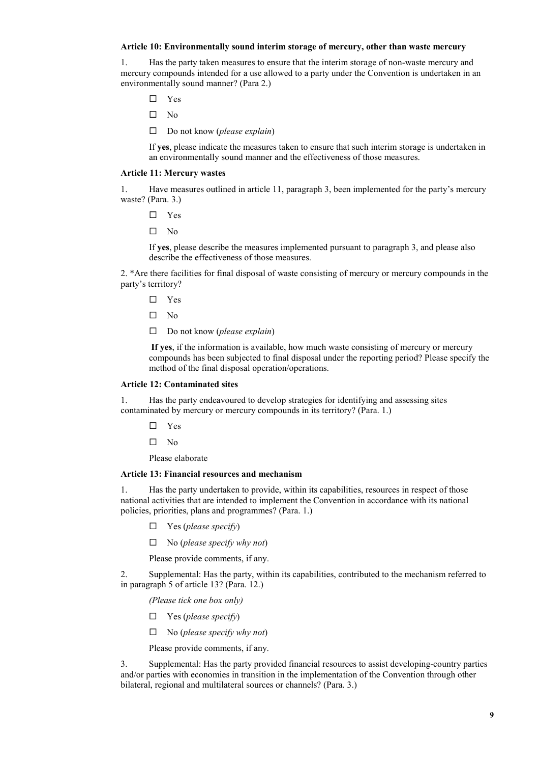**Article 10: Environmentally sound interim storage of mercury, other than waste mercury**

1. Has the party taken measures to ensure that the interim storage of non-waste mercury and mercury compounds intended for a use allowed to a party under the Convention is undertaken in an environmentally sound manner? (Para 2.)

- ☐ Yes
- ☐ No
- ☐ Do not know (*please explain*)

If **yes**, please indicate the measures taken to ensure that such interim storage is undertaken in an environmentally sound manner and the effectiveness of those measures.

**Article 11: Mercury wastes**

1. Have measures outlined in article 11, paragraph 3, been implemented for the party's mercury waste? (Para. 3.)

- ☐ Yes
- ☐ No

If **yes**, please describe the measures implemented pursuant to paragraph 3, and please also describe the effectiveness of those measures.

2. *Are there facilities for final disposal of waste consisting of mercury or mercury compounds in the party's territory?

- ☐ Yes
- ☐ No
- ☐ Do not know (*please explain*)

**If yes**, if the information is available, how much waste consisting of mercury or mercury compounds has been subjected to final disposal under the reporting period? Please specify the method of the final disposal operation/operations.

**Article 12: Contaminated sites**

1. Has the party endeavoured to develop strategies for identifying and assessing sites contaminated by mercury or mercury compounds in its territory? (Para. 1.)

- ☐ Yes
- ☐ No

Please elaborate

**Article 13: Financial resources and mechanism**

1. Has the party undertaken to provide, within its capabilities, resources in respect of those national activities that are intended to implement the Convention in accordance with its national policies, priorities, plans and programmes? (Para. 1.)

- ☐ Yes (*please specify*)
- ☐ No (*please specify why not*)

Please provide comments, if any.

2. Supplemental: Has the party, within its capabilities, contributed to the mechanism referred to in paragraph 5 of article 13? (Para. 12.)

*(Please tick one box only)*

- ☐ Yes (*please specify*)
- ☐ No (*please specify why not*)

Please provide comments, if any.

3. Supplemental: Has the party provided financial resources to assist developing-country parties and/or parties with economies in transition in the implementation of the Convention through other bilateral, regional and multilateral sources or channels? (Para. 3.)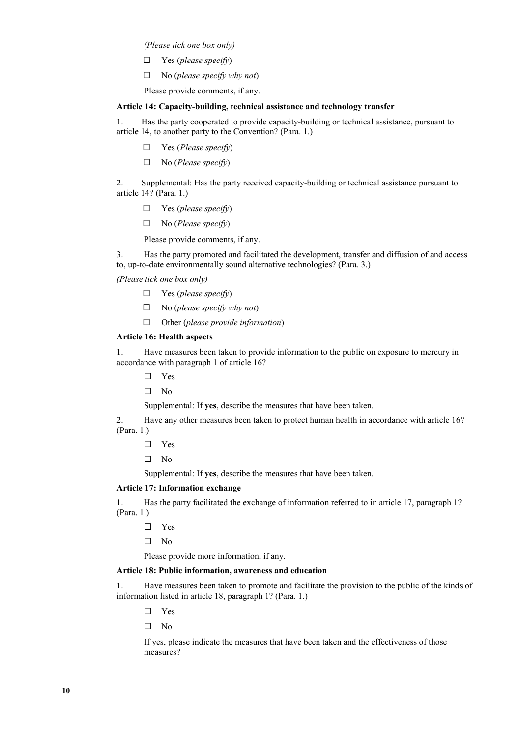*(Please tick one box only)*

- ☐ Yes (*please specify*)
- ☐ No (*please specify why not*)

Please provide comments, if any.

**Article 14: Capacity-building, technical assistance and technology transfer**

1. Has the party cooperated to provide capacity-building or technical assistance, pursuant to article 14, to another party to the Convention? (Para. 1.)

- ☐ Yes (*Please specify*)
- ☐ No (*Please specify*)

2. Supplemental: Has the party received capacity-building or technical assistance pursuant to article 14? (Para. 1.)

- ☐ Yes (*please specify*)
- ☐ No (*Please specify*)

Please provide comments, if any.

3. Has the party promoted and facilitated the development, transfer and diffusion of and access to, up-to-date environmentally sound alternative technologies? (Para. 3.)

*(Please tick one box only)*

- ☐ Yes (*please specify*)
- ☐ No (*please specify why not*)
- ☐ Other (*please provide information*)

**Article 16: Health aspects**

1. Have measures been taken to provide information to the public on exposure to mercury in accordance with paragraph 1 of article 16?

- ☐ Yes
- ☐ No

Supplemental: If **yes**, describe the measures that have been taken.

2. Have any other measures been taken to protect human health in accordance with article 16? (Para. 1.)

- ☐ Yes
- ☐ No

Supplemental: If **yes**, describe the measures that have been taken.

**Article 17: Information exchange**

1. Has the party facilitated the exchange of information referred to in article 17, paragraph 1? (Para. 1.)

- ☐ Yes
- ☐ No

Please provide more information, if any.

**Article 18: Public information, awareness and education**

1. Have measures been taken to promote and facilitate the provision to the public of the kinds of information listed in article 18, paragraph 1? (Para. 1.)

- ☐ Yes
- ☐ No

If yes, please indicate the measures that have been taken and the effectiveness of those measures?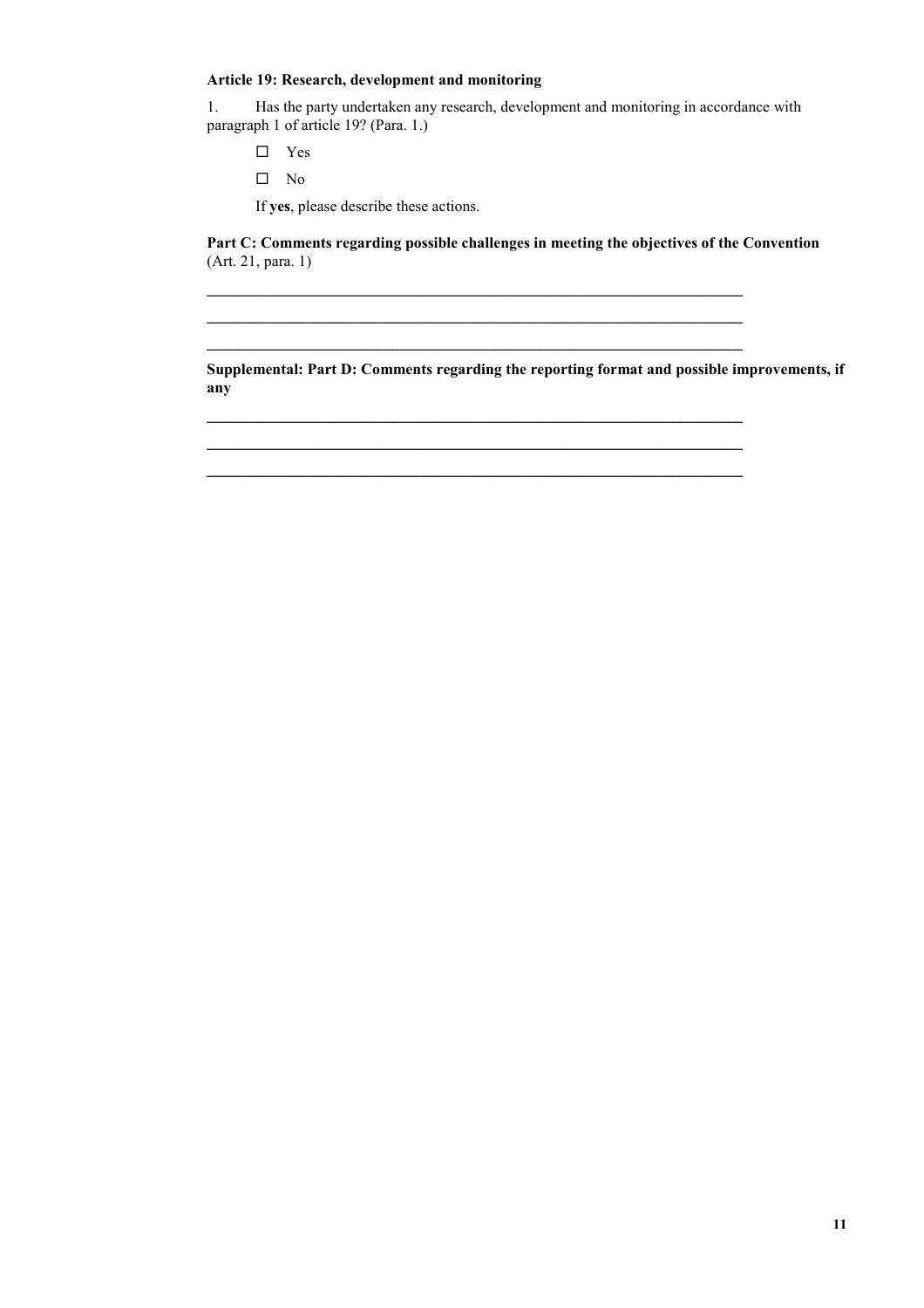**Article 19: Research, development and monitoring**

1. Has the party undertaken any research, development and monitoring in accordance with paragraph 1 of article 19? (Para. 1.)

☐ Yes

☐ No

If **yes**, please describe these actions.

**Part C: Comments regarding possible challenges in meeting the objectives of the Convention** (Art. 21, para. 1)

\_\_\_\_\_\_\_\_\_\_\_\_\_\_\_\_\_\_\_\_\_\_\_\_\_\_\_\_\_\_\_\_\_\_\_\_\_\_\_\_\_\_\_\_\_\_\_\_\_\_\_\_\_\_\_\_\_\_\_\_\_\_\_\_\_\_\_\_\_\_

\_\_\_\_\_\_\_\_\_\_\_\_\_\_\_\_\_\_\_\_\_\_\_\_\_\_\_\_\_\_\_\_\_\_\_\_\_\_\_\_\_\_\_\_\_\_\_\_\_\_\_\_\_\_\_\_\_\_\_\_\_\_\_\_\_\_\_\_\_\_

\_\_\_\_\_\_\_\_\_\_\_\_\_\_\_\_\_\_\_\_\_\_\_\_\_\_\_\_\_\_\_\_\_\_\_\_\_\_\_\_\_\_\_\_\_\_\_\_\_\_\_\_\_\_\_\_\_\_\_\_\_\_\_\_\_\_\_\_\_\_

**Supplemental: Part D: Comments regarding the reporting format and possible improvements, if any**

\_\_\_\_\_\_\_\_\_\_\_\_\_\_\_\_\_\_\_\_\_\_\_\_\_\_\_\_\_\_\_\_\_\_\_\_\_\_\_\_\_\_\_\_\_\_\_\_\_\_\_\_\_\_\_\_\_\_\_\_\_\_\_\_\_\_\_\_\_\_

\_\_\_\_\_\_\_\_\_\_\_\_\_\_\_\_\_\_\_\_\_\_\_\_\_\_\_\_\_\_\_\_\_\_\_\_\_\_\_\_\_\_\_\_\_\_\_\_\_\_\_\_\_\_\_\_\_\_\_\_\_\_\_\_\_\_\_\_\_\_

\_\_\_\_\_\_\_\_\_\_\_\_\_\_\_\_\_\_\_\_\_\_\_\_\_\_\_\_\_\_\_\_\_\_\_\_\_\_\_\_\_\_\_\_\_\_\_\_\_\_\_\_\_\_\_\_\_\_\_\_\_\_\_\_\_\_\_\_\_\_